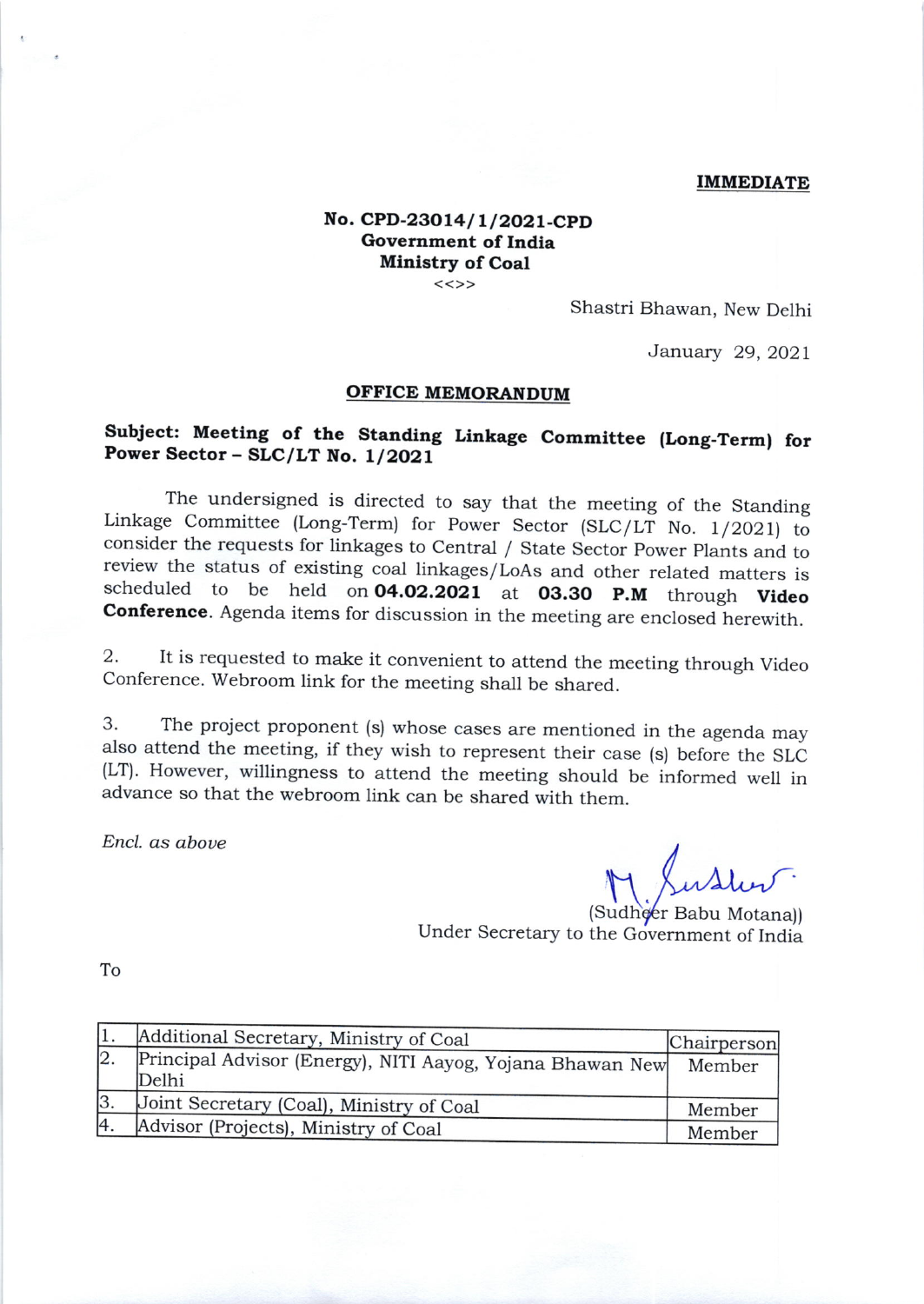**IMMEDIATE**

**No. CPD-23014/1/2021-CPD**
**Government of India**
**Ministry of Coal**
<<>>

Shastri Bhawan, New Delhi

January 29, 2021

**OFFICE MEMORANDUM**

**Subject: Meeting of the Standing Linkage Committee (Long-Term) for Power Sector – SLC/LT No. 1/2021**

The undersigned is directed to say that the meeting of the Standing Linkage Committee (Long-Term) for Power Sector (SLC/LT No. 1/2021) to consider the requests for linkages to Central / State Sector Power Plants and to review the status of existing coal linkages/LoAs and other related matters is scheduled to be held on **04.02.2021** at **03.30 P.M** through **Video Conference**. Agenda items for discussion in the meeting are enclosed herewith.

2. It is requested to make it convenient to attend the meeting through Video Conference. Webroom link for the meeting shall be shared.

3. The project proponent (s) whose cases are mentioned in the agenda may also attend the meeting, if they wish to represent their case (s) before the SLC (LT). However, willingness to attend the meeting should be informed well in advance so that the webroom link can be shared with them.

*Encl. as above*

(Sudheer Babu Motana))
Under Secretary to the Government of India

To

| | | |
|---|---|---|
| 1. | Additional Secretary, Ministry of Coal | Chairperson |
| 2. | Principal Advisor (Energy), NITI Aayog, Yojana Bhawan New Delhi | Member |
| 3. | Joint Secretary (Coal), Ministry of Coal | Member |
| 4. | Advisor (Projects), Ministry of Coal | Member |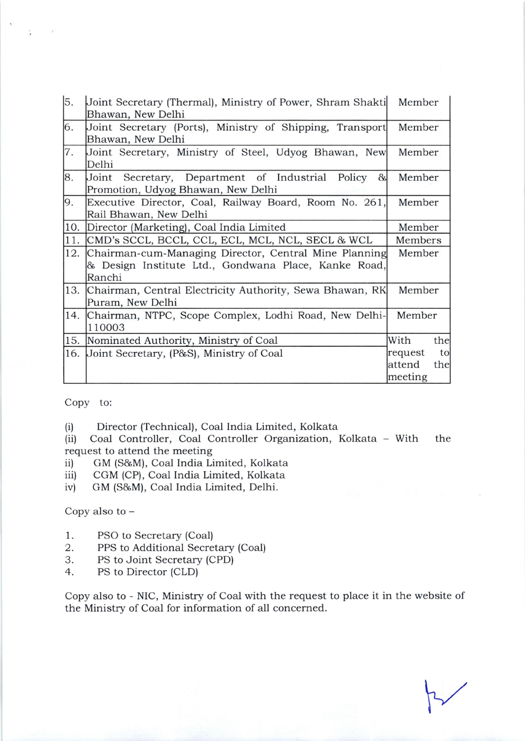| | | |
|---|---|---|
| 5. | Joint Secretary (Thermal), Ministry of Power, Shram Shakti Bhawan, New Delhi | Member |
| 6. | Joint Secretary (Ports), Ministry of Shipping, Transport Bhawan, New Delhi | Member |
| 7. | Joint Secretary, Ministry of Steel, Udyog Bhawan, New Delhi | Member |
| 8. | Joint Secretary, Department of Industrial Policy & Promotion, Udyog Bhawan, New Delhi | Member |
| 9. | Executive Director, Coal, Railway Board, Room No. 261, Rail Bhawan, New Delhi | Member |
| 10. | Director (Marketing), Coal India Limited | Member |
| 11. | CMD's SCCL, BCCL, CCL, ECL, MCL, NCL, SECL & WCL | Members |
| 12. | Chairman-cum-Managing Director, Central Mine Planning & Design Institute Ltd., Gondwana Place, Kanke Road, Ranchi | Member |
| 13. | Chairman, Central Electricity Authority, Sewa Bhawan, RK Puram, New Delhi | Member |
| 14. | Chairman, NTPC, Scope Complex, Lodhi Road, New Delhi-110003 | Member |
| 15. | Nominated Authority, Ministry of Coal | With the request to attend the meeting |
| 16. | Joint Secretary, (P&S), Ministry of Coal | |

Copy to:

(i) Director (Technical), Coal India Limited, Kolkata

(ii) Coal Controller, Coal Controller Organization, Kolkata – With the request to attend the meeting

ii) GM (S&M), Coal India Limited, Kolkata

iii) CGM (CP), Coal India Limited, Kolkata

iv) GM (S&M), Coal India Limited, Delhi.

Copy also to –

1. PSO to Secretary (Coal)
2. PPS to Additional Secretary (Coal)
3. PS to Joint Secretary (CPD)
4. PS to Director (CLD)

Copy also to - NIC, Ministry of Coal with the request to place it in the website of the Ministry of Coal for information of all concerned.